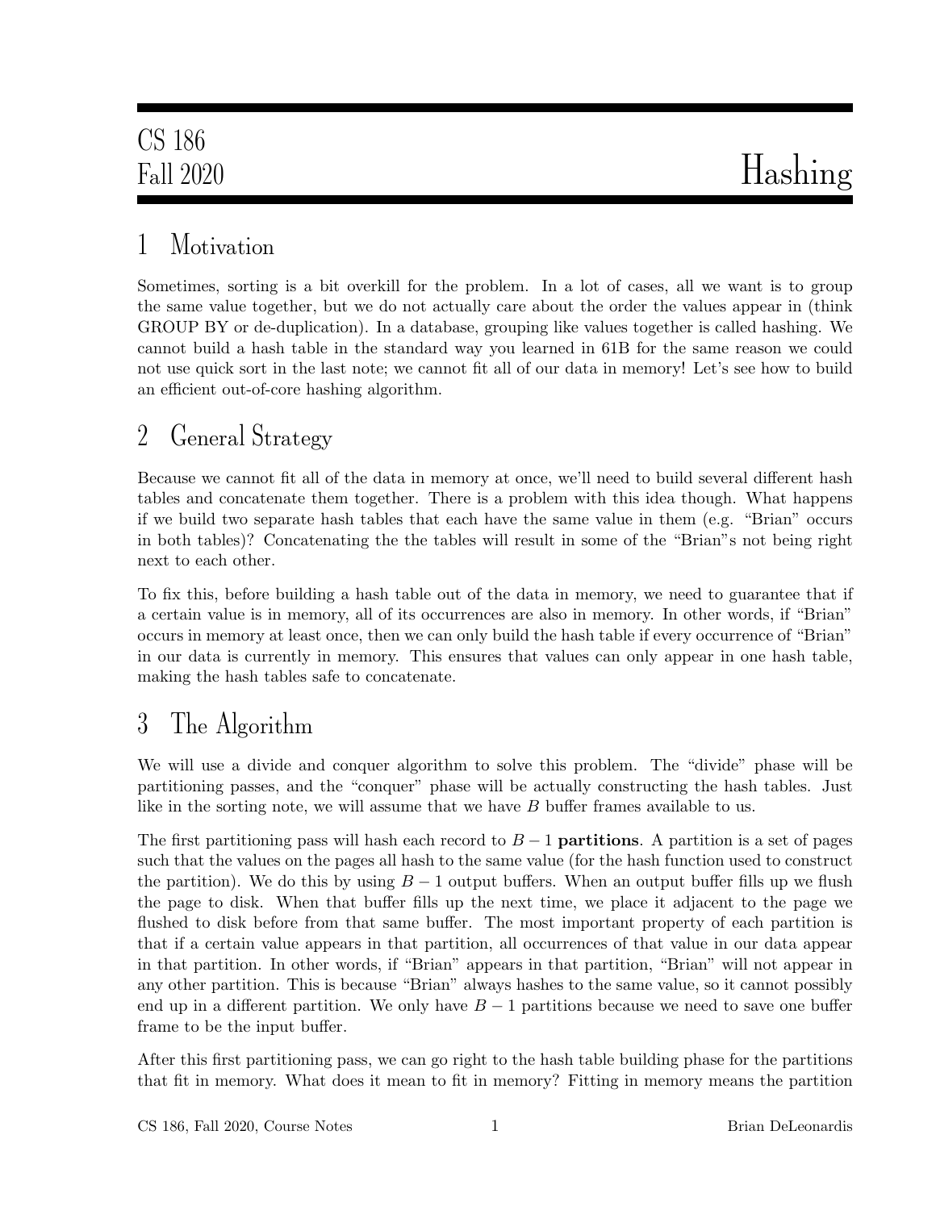# CS 186 Fall 2020 — Hashing

## 1 Motivation

Sometimes, sorting is a bit overkill for the problem. In a lot of cases, all we want is to group the same value together, but we do not actually care about the order the values appear in (think GROUP BY or de-duplication). In a database, grouping like values together is called hashing. We cannot build a hash table in the standard way you learned in 61B for the same reason we could not use quick sort in the last note; we cannot fit all of our data in memory! Let's see how to build an efficient out-of-core hashing algorithm.

## 2 General Strategy

Because we cannot fit all of the data in memory at once, we'll need to build several different hash tables and concatenate them together. There is a problem with this idea though. What happens if we build two separate hash tables that each have the same value in them (e.g. "Brian" occurs in both tables)? Concatenating the the tables will result in some of the "Brian"s not being right next to each other.

To fix this, before building a hash table out of the data in memory, we need to guarantee that if a certain value is in memory, all of its occurrences are also in memory. In other words, if "Brian" occurs in memory at least once, then we can only build the hash table if every occurrence of "Brian" in our data is currently in memory. This ensures that values can only appear in one hash table, making the hash tables safe to concatenate.

## 3 The Algorithm

We will use a divide and conquer algorithm to solve this problem. The "divide" phase will be partitioning passes, and the "conquer" phase will be actually constructing the hash tables. Just like in the sorting note, we will assume that we have $B$ buffer frames available to us.

The first partitioning pass will hash each record to $B - 1$ **partitions**. A partition is a set of pages such that the values on the pages all hash to the same value (for the hash function used to construct the partition). We do this by using $B - 1$ output buffers. When an output buffer fills up we flush the page to disk. When that buffer fills up the next time, we place it adjacent to the page we flushed to disk before from that same buffer. The most important property of each partition is that if a certain value appears in that partition, all occurrences of that value in our data appear in that partition. In other words, if "Brian" appears in that partition, "Brian" will not appear in any other partition. This is because "Brian" always hashes to the same value, so it cannot possibly end up in a different partition. We only have $B - 1$ partitions because we need to save one buffer frame to be the input buffer.

After this first partitioning pass, we can go right to the hash table building phase for the partitions that fit in memory. What does it mean to fit in memory? Fitting in memory means the partition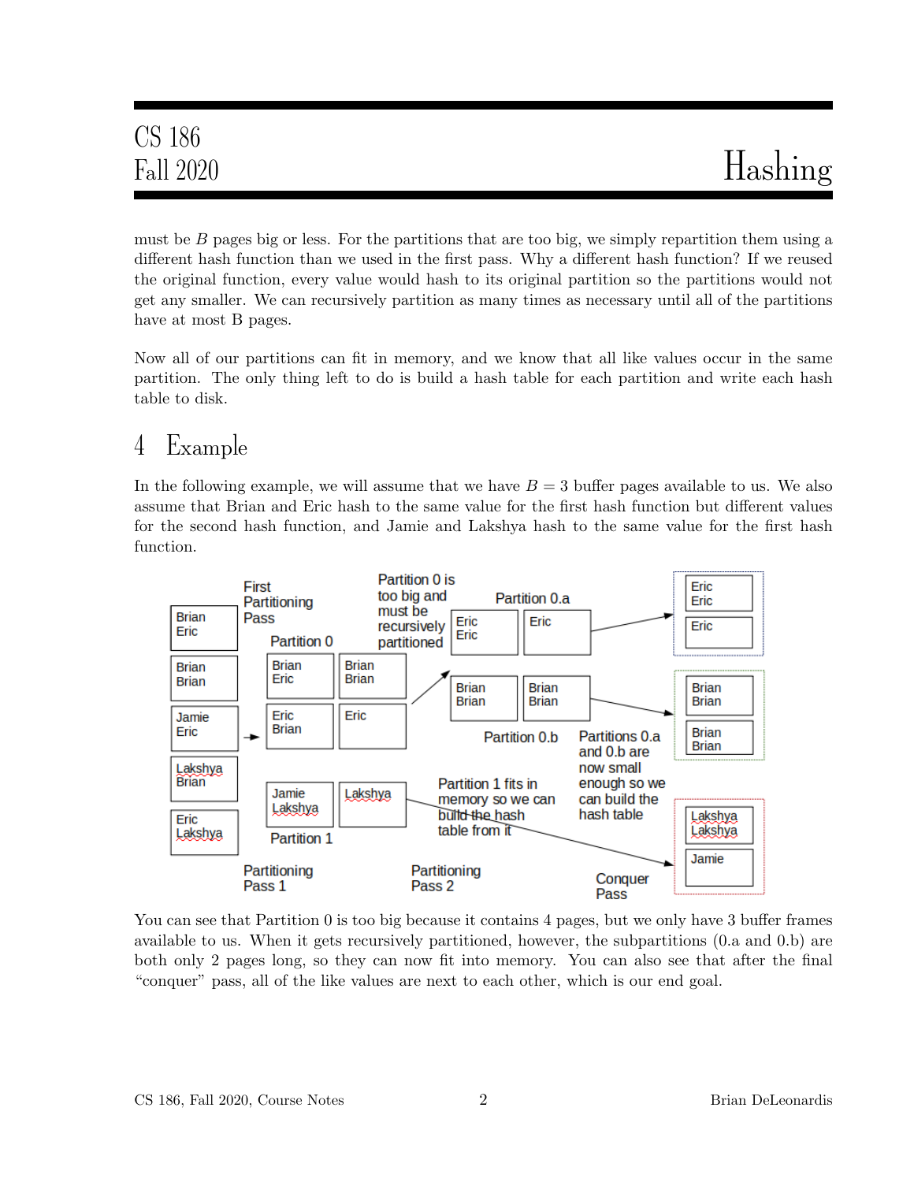must be $B$ pages big or less. For the partitions that are too big, we simply repartition them using a different hash function than we used in the first pass. Why a different hash function? If we reused the original function, every value would hash to its original partition so the partitions would not get any smaller. We can recursively partition as many times as necessary until all of the partitions have at most B pages.

Now all of our partitions can fit in memory, and we know that all like values occur in the same partition. The only thing left to do is build a hash table for each partition and write each hash table to disk.

## 4 Example

In the following example, we will assume that we have $B = 3$ buffer pages available to us. We also assume that Brian and Eric hash to the same value for the first hash function but different values for the second hash function, and Jamie and Lakshya hash to the same value for the first hash function.

You can see that Partition 0 is too big because it contains 4 pages, but we only have 3 buffer frames available to us. When it gets recursively partitioned, however, the subpartitions (0.a and 0.b) are both only 2 pages long, so they can now fit into memory. You can also see that after the final "conquer" pass, all of the like values are next to each other, which is our end goal.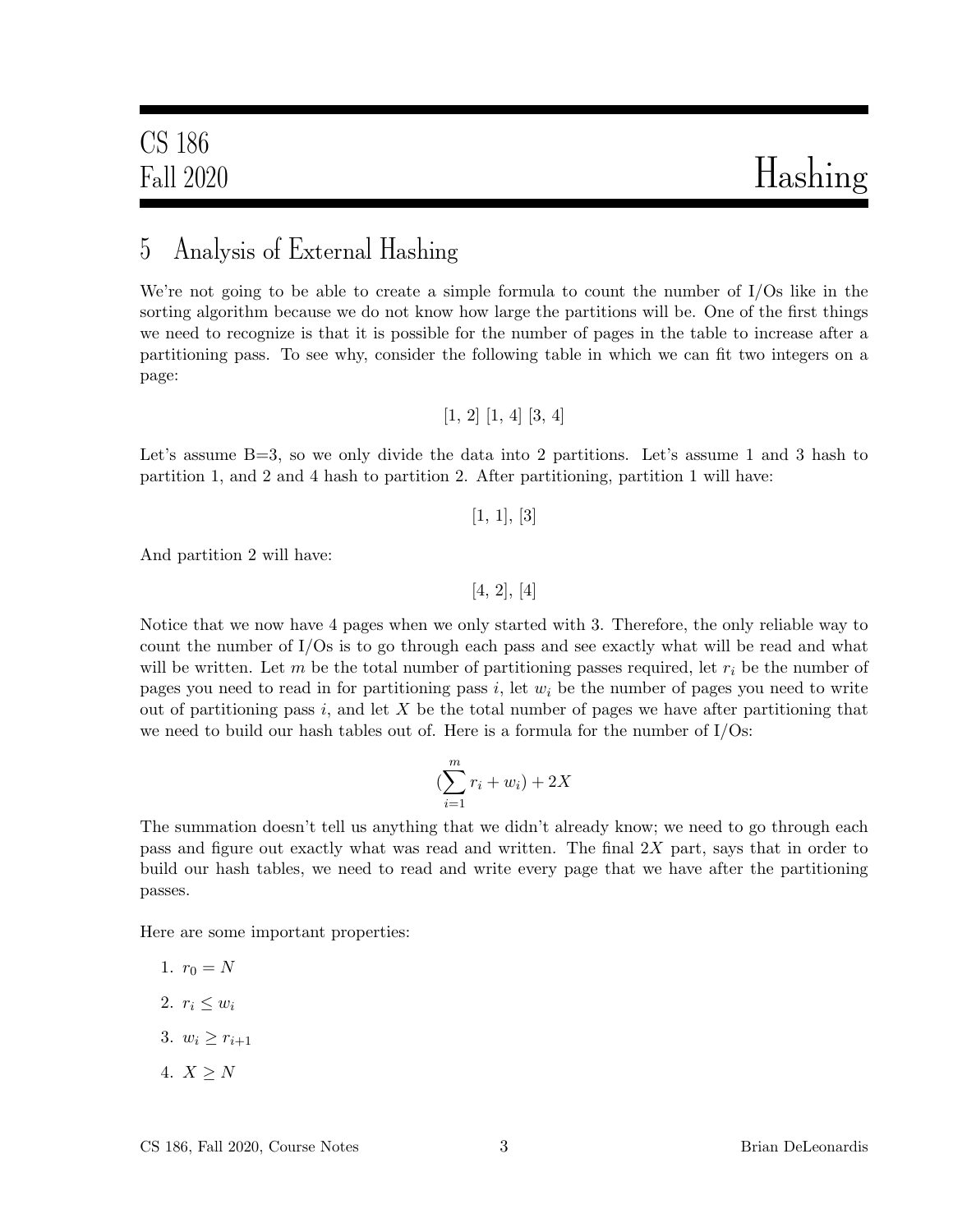## 5 Analysis of External Hashing

We're not going to be able to create a simple formula to count the number of I/Os like in the sorting algorithm because we do not know how large the partitions will be. One of the first things we need to recognize is that it is possible for the number of pages in the table to increase after a partitioning pass. To see why, consider the following table in which we can fit two integers on a page:

[1, 2] [1, 4] [3, 4]

Let's assume B=3, so we only divide the data into 2 partitions. Let's assume 1 and 3 hash to partition 1, and 2 and 4 hash to partition 2. After partitioning, partition 1 will have:

[1, 1], [3]

And partition 2 will have:

[4, 2], [4]

Notice that we now have 4 pages when we only started with 3. Therefore, the only reliable way to count the number of I/Os is to go through each pass and see exactly what will be read and what will be written. Let $m$ be the total number of partitioning passes required, let $r_i$ be the number of pages you need to read in for partitioning pass $i$, let $w_i$ be the number of pages you need to write out of partitioning pass $i$, and let $X$ be the total number of pages we have after partitioning that we need to build our hash tables out of. Here is a formula for the number of I/Os:

$$(\sum_{i=1}^{m} r_i + w_i) + 2X$$

The summation doesn't tell us anything that we didn't already know; we need to go through each pass and figure out exactly what was read and written. The final $2X$ part, says that in order to build our hash tables, we need to read and write every page that we have after the partitioning passes.

Here are some important properties:

1. $r_0 = N$
2. $r_i \leq w_i$
3. $w_i \geq r_{i+1}$
4. $X \geq N$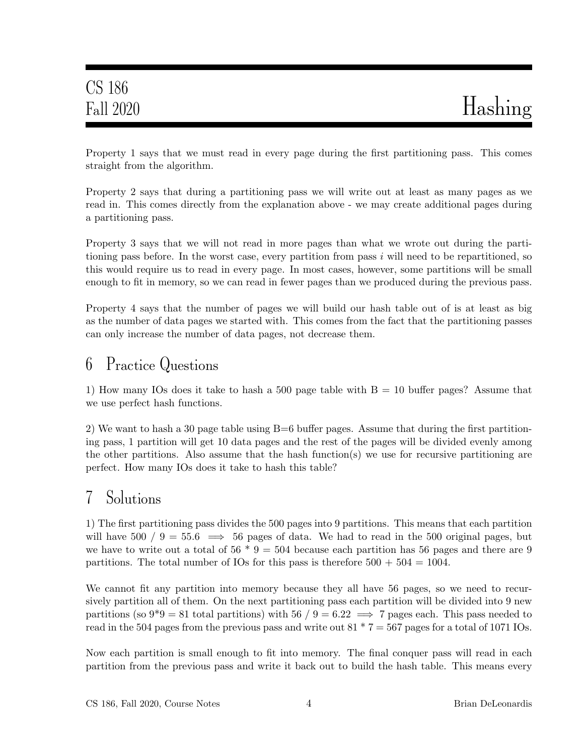Property 1 says that we must read in every page during the first partitioning pass. This comes straight from the algorithm.

Property 2 says that during a partitioning pass we will write out at least as many pages as we read in. This comes directly from the explanation above - we may create additional pages during a partitioning pass.

Property 3 says that we will not read in more pages than what we wrote out during the partitioning pass before. In the worst case, every partition from pass $i$ will need to be repartitioned, so this would require us to read in every page. In most cases, however, some partitions will be small enough to fit in memory, so we can read in fewer pages than we produced during the previous pass.

Property 4 says that the number of pages we will build our hash table out of is at least as big as the number of data pages we started with. This comes from the fact that the partitioning passes can only increase the number of data pages, not decrease them.

## 6 Practice Questions

1) How many IOs does it take to hash a 500 page table with B = 10 buffer pages? Assume that we use perfect hash functions.

2) We want to hash a 30 page table using B=6 buffer pages. Assume that during the first partitioning pass, 1 partition will get 10 data pages and the rest of the pages will be divided evenly among the other partitions. Also assume that the hash function(s) we use for recursive partitioning are perfect. How many IOs does it take to hash this table?

## 7 Solutions

1) The first partitioning pass divides the 500 pages into 9 partitions. This means that each partition will have $500 / 9 = 55.6 \implies 56$ pages of data. We had to read in the 500 original pages, but we have to write out a total of $56 * 9 = 504$ because each partition has 56 pages and there are 9 partitions. The total number of IOs for this pass is therefore $500 + 504 = 1004$.

We cannot fit any partition into memory because they all have 56 pages, so we need to recursively partition all of them. On the next partitioning pass each partition will be divided into 9 new partitions (so $9*9 = 81$ total partitions) with $56 / 9 = 6.22 \implies 7$ pages each. This pass needed to read in the 504 pages from the previous pass and write out $81 * 7 = 567$ pages for a total of 1071 IOs.

Now each partition is small enough to fit into memory. The final conquer pass will read in each partition from the previous pass and write it back out to build the hash table. This means every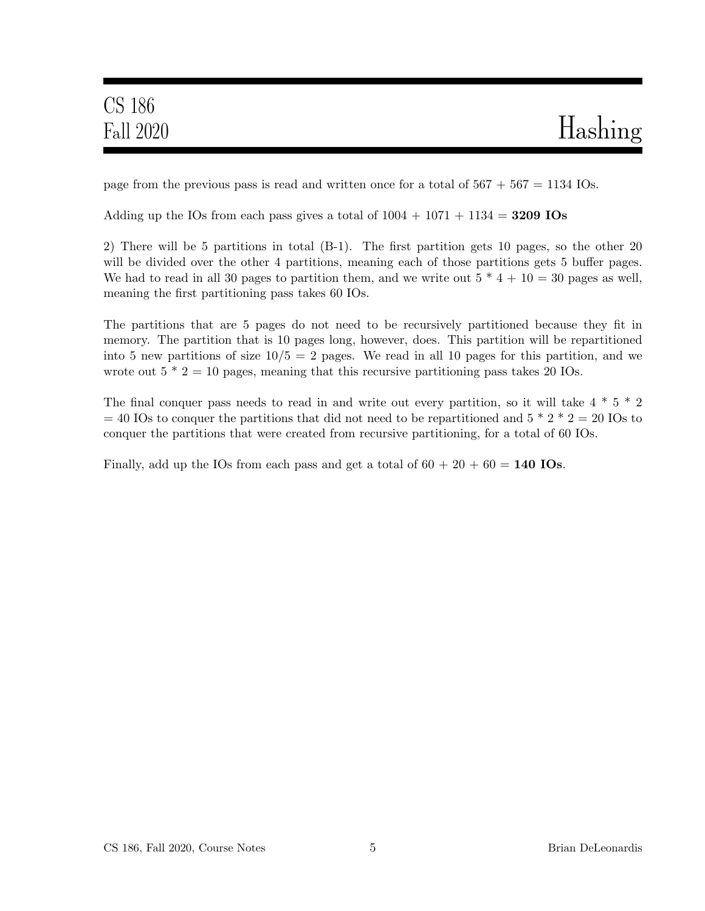page from the previous pass is read and written once for a total of 567 + 567 = 1134 IOs.

Adding up the IOs from each pass gives a total of 1004 + 1071 + 1134 = **3209 IOs**

2) There will be 5 partitions in total (B-1). The first partition gets 10 pages, so the other 20 will be divided over the other 4 partitions, meaning each of those partitions gets 5 buffer pages. We had to read in all 30 pages to partition them, and we write out 5 * 4 + 10 = 30 pages as well, meaning the first partitioning pass takes 60 IOs.

The partitions that are 5 pages do not need to be recursively partitioned because they fit in memory. The partition that is 10 pages long, however, does. This partition will be repartitioned into 5 new partitions of size 10/5 = 2 pages. We read in all 10 pages for this partition, and we wrote out 5 * 2 = 10 pages, meaning that this recursive partitioning pass takes 20 IOs.

The final conquer pass needs to read in and write out every partition, so it will take 4 * 5 * 2 = 40 IOs to conquer the partitions that did not need to be repartitioned and 5 * 2 * 2 = 20 IOs to conquer the partitions that were created from recursive partitioning, for a total of 60 IOs.

Finally, add up the IOs from each pass and get a total of 60 + 20 + 60 = **140 IOs**.